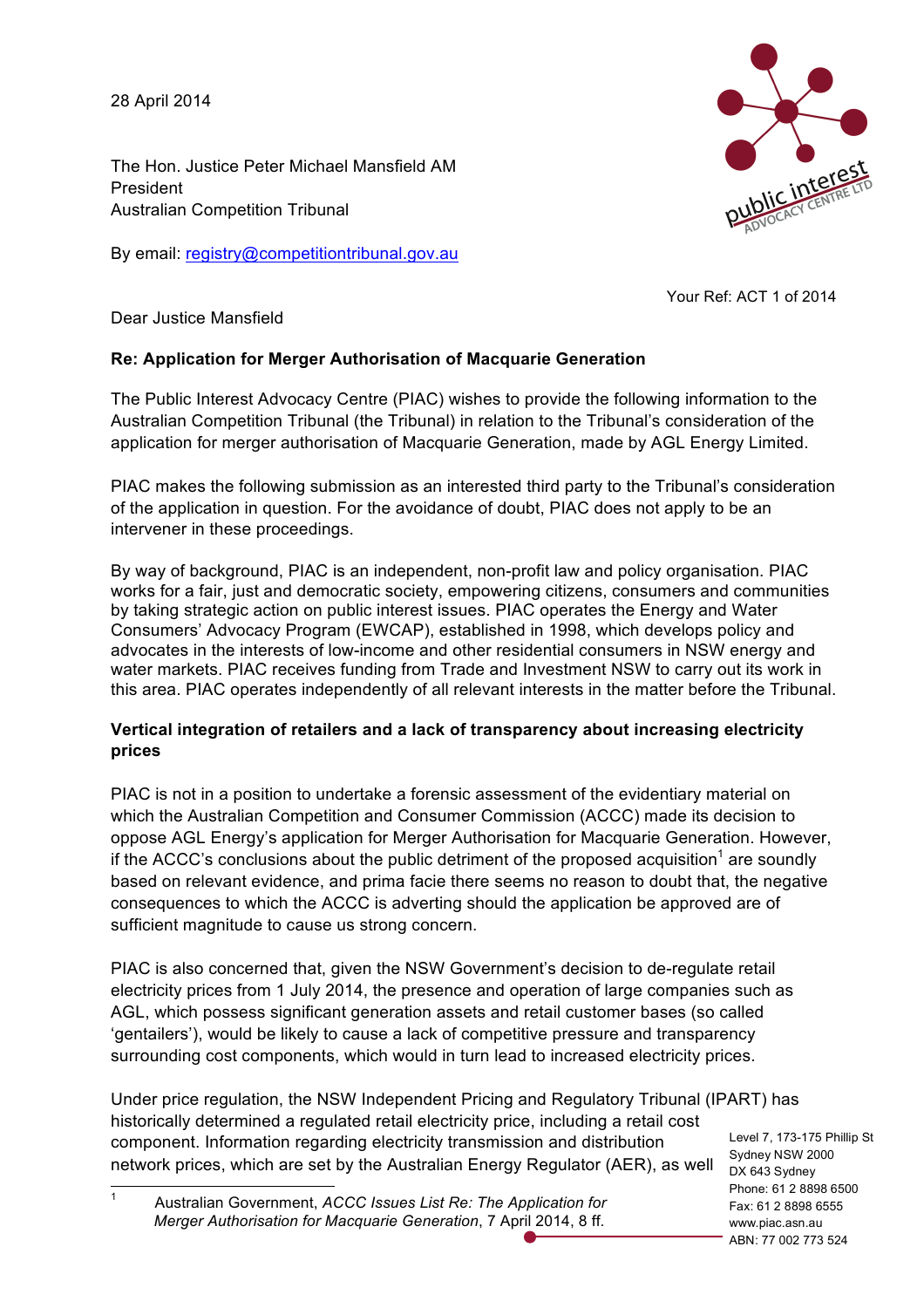28 April 2014

The Hon. Justice Peter Michael Mansfield AM
President
Australian Competition Tribunal

By email: registry@competitiontribunal.gov.au

Your Ref: ACT 1 of 2014

Dear Justice Mansfield

**Re: Application for Merger Authorisation of Macquarie Generation**

The Public Interest Advocacy Centre (PIAC) wishes to provide the following information to the Australian Competition Tribunal (the Tribunal) in relation to the Tribunal's consideration of the application for merger authorisation of Macquarie Generation, made by AGL Energy Limited.

PIAC makes the following submission as an interested third party to the Tribunal's consideration of the application in question. For the avoidance of doubt, PIAC does not apply to be an intervener in these proceedings.

By way of background, PIAC is an independent, non-profit law and policy organisation. PIAC works for a fair, just and democratic society, empowering citizens, consumers and communities by taking strategic action on public interest issues. PIAC operates the Energy and Water Consumers' Advocacy Program (EWCAP), established in 1998, which develops policy and advocates in the interests of low-income and other residential consumers in NSW energy and water markets. PIAC receives funding from Trade and Investment NSW to carry out its work in this area. PIAC operates independently of all relevant interests in the matter before the Tribunal.

**Vertical integration of retailers and a lack of transparency about increasing electricity prices**

PIAC is not in a position to undertake a forensic assessment of the evidentiary material on which the Australian Competition and Consumer Commission (ACCC) made its decision to oppose AGL Energy's application for Merger Authorisation for Macquarie Generation. However, if the ACCC's conclusions about the public detriment of the proposed acquisition[1] are soundly based on relevant evidence, and prima facie there seems no reason to doubt that, the negative consequences to which the ACCC is adverting should the application be approved are of sufficient magnitude to cause us strong concern.

PIAC is also concerned that, given the NSW Government's decision to de-regulate retail electricity prices from 1 July 2014, the presence and operation of large companies such as AGL, which possess significant generation assets and retail customer bases (so called 'gentailers'), would be likely to cause a lack of competitive pressure and transparency surrounding cost components, which would in turn lead to increased electricity prices.

Under price regulation, the NSW Independent Pricing and Regulatory Tribunal (IPART) has historically determined a regulated retail electricity price, including a retail cost component. Information regarding electricity transmission and distribution network prices, which are set by the Australian Energy Regulator (AER), as well

[1] Australian Government, *ACCC Issues List Re: The Application for Merger Authorisation for Macquarie Generation*, 7 April 2014, 8 ff.

Level 7, 173-175 Phillip St
Sydney NSW 2000
DX 643 Sydney
Phone: 61 2 8898 6500
Fax: 61 2 8898 6555
www.piac.asn.au
ABN: 77 002 773 524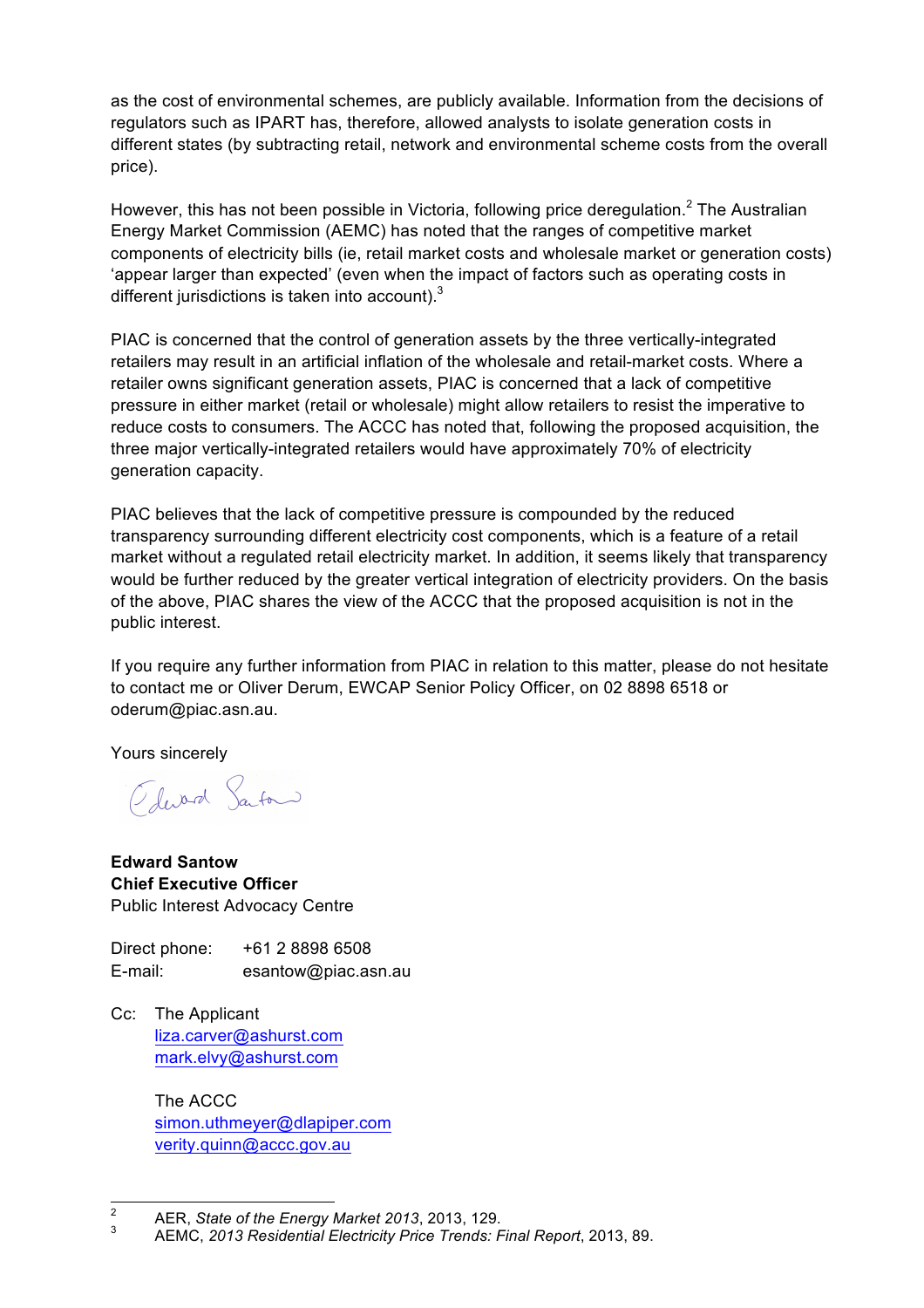as the cost of environmental schemes, are publicly available. Information from the decisions of regulators such as IPART has, therefore, allowed analysts to isolate generation costs in different states (by subtracting retail, network and environmental scheme costs from the overall price).

However, this has not been possible in Victoria, following price deregulation.[2] The Australian Energy Market Commission (AEMC) has noted that the ranges of competitive market components of electricity bills (ie, retail market costs and wholesale market or generation costs) 'appear larger than expected' (even when the impact of factors such as operating costs in different jurisdictions is taken into account).[3]

PIAC is concerned that the control of generation assets by the three vertically-integrated retailers may result in an artificial inflation of the wholesale and retail-market costs. Where a retailer owns significant generation assets, PIAC is concerned that a lack of competitive pressure in either market (retail or wholesale) might allow retailers to resist the imperative to reduce costs to consumers. The ACCC has noted that, following the proposed acquisition, the three major vertically-integrated retailers would have approximately 70% of electricity generation capacity.

PIAC believes that the lack of competitive pressure is compounded by the reduced transparency surrounding different electricity cost components, which is a feature of a retail market without a regulated retail electricity market. In addition, it seems likely that transparency would be further reduced by the greater vertical integration of electricity providers. On the basis of the above, PIAC shares the view of the ACCC that the proposed acquisition is not in the public interest.

If you require any further information from PIAC in relation to this matter, please do not hesitate to contact me or Oliver Derum, EWCAP Senior Policy Officer, on 02 8898 6518 or oderum@piac.asn.au.

Yours sincerely

**Edward Santow**
**Chief Executive Officer**
Public Interest Advocacy Centre

Direct phone: +61 2 8898 6508
E-mail: esantow@piac.asn.au

Cc: The Applicant
liza.carver@ashurst.com
mark.elvy@ashurst.com

The ACCC
simon.uthmeyer@dlapiper.com
verity.quinn@accc.gov.au

---

[2] AER, *State of the Energy Market 2013*, 2013, 129.

[3] AEMC, *2013 Residential Electricity Price Trends: Final Report*, 2013, 89.